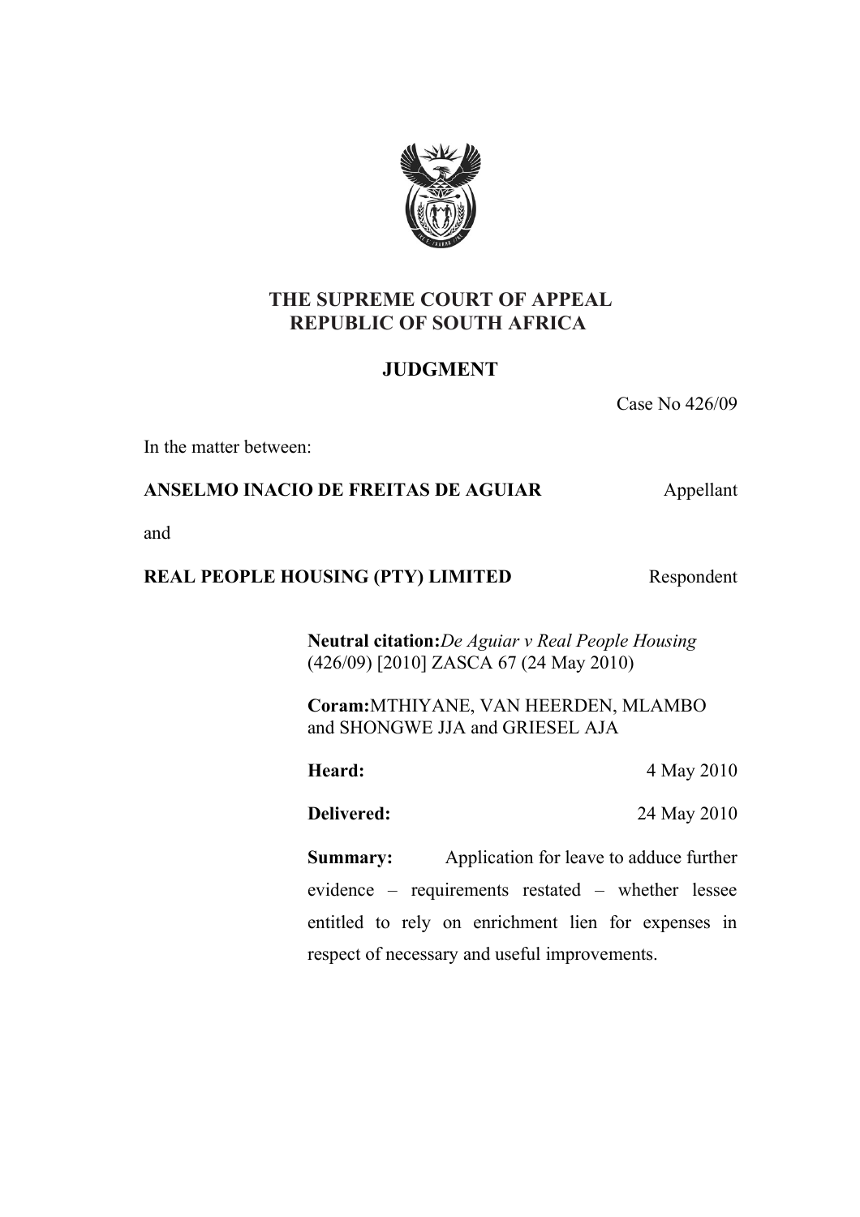# THE SUPREME COURT OF APPEAL
# REPUBLIC OF SOUTH AFRICA

## JUDGMENT

Case No 426/09

In the matter between:

**ANSELMO INACIO DE FREITAS DE AGUIAR** Appellant

and

**REAL PEOPLE HOUSING (PTY) LIMITED** Respondent

**Neutral citation:** *De Aguiar v Real People Housing* (426/09) [2010] ZASCA 67 (24 May 2010)

**Coram:** MTHIYANE, VAN HEERDEN, MLAMBO and SHONGWE JJA and GRIESEL AJA

**Heard:** 4 May 2010

**Delivered:** 24 May 2010

**Summary:** Application for leave to adduce further evidence – requirements restated – whether lessee entitled to rely on enrichment lien for expenses in respect of necessary and useful improvements.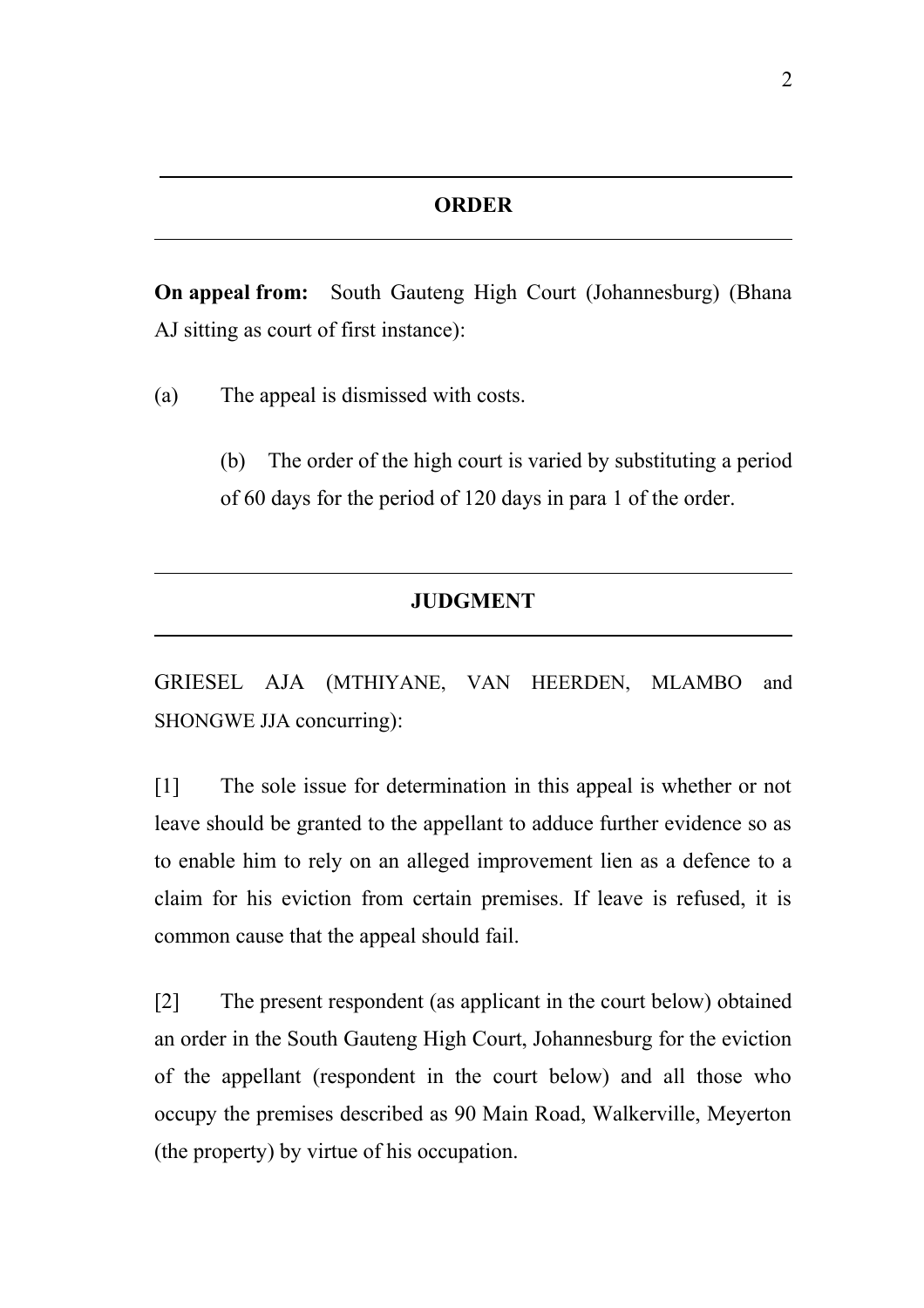## ORDER

**On appeal from:** South Gauteng High Court (Johannesburg) (Bhana AJ sitting as court of first instance):

(a) The appeal is dismissed with costs.

(b) The order of the high court is varied by substituting a period of 60 days for the period of 120 days in para 1 of the order.

## JUDGMENT

GRIESEL AJA (MTHIYANE, VAN HEERDEN, MLAMBO and SHONGWE JJA concurring):

[1] The sole issue for determination in this appeal is whether or not leave should be granted to the appellant to adduce further evidence so as to enable him to rely on an alleged improvement lien as a defence to a claim for his eviction from certain premises. If leave is refused, it is common cause that the appeal should fail.

[2] The present respondent (as applicant in the court below) obtained an order in the South Gauteng High Court, Johannesburg for the eviction of the appellant (respondent in the court below) and all those who occupy the premises described as 90 Main Road, Walkerville, Meyerton (the property) by virtue of his occupation.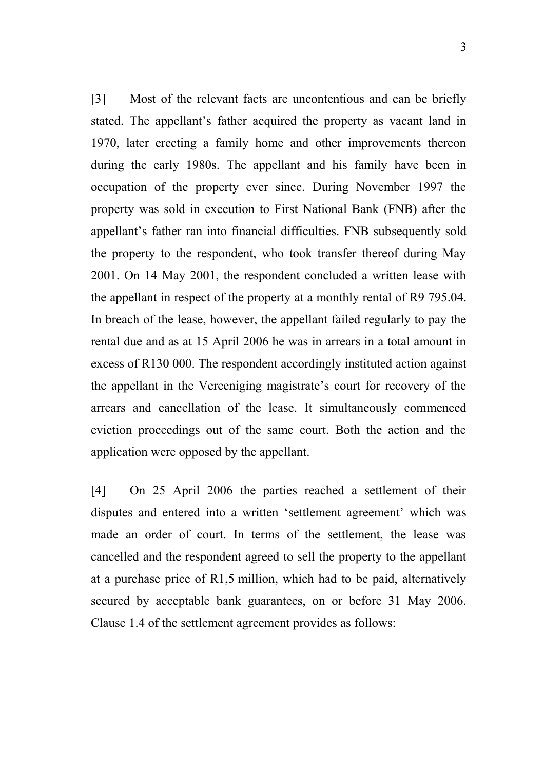[3] Most of the relevant facts are uncontentious and can be briefly stated. The appellant's father acquired the property as vacant land in 1970, later erecting a family home and other improvements thereon during the early 1980s. The appellant and his family have been in occupation of the property ever since. During November 1997 the property was sold in execution to First National Bank (FNB) after the appellant's father ran into financial difficulties. FNB subsequently sold the property to the respondent, who took transfer thereof during May 2001. On 14 May 2001, the respondent concluded a written lease with the appellant in respect of the property at a monthly rental of R9 795.04. In breach of the lease, however, the appellant failed regularly to pay the rental due and as at 15 April 2006 he was in arrears in a total amount in excess of R130 000. The respondent accordingly instituted action against the appellant in the Vereeniging magistrate's court for recovery of the arrears and cancellation of the lease. It simultaneously commenced eviction proceedings out of the same court. Both the action and the application were opposed by the appellant.

[4] On 25 April 2006 the parties reached a settlement of their disputes and entered into a written 'settlement agreement' which was made an order of court. In terms of the settlement, the lease was cancelled and the respondent agreed to sell the property to the appellant at a purchase price of R1,5 million, which had to be paid, alternatively secured by acceptable bank guarantees, on or before 31 May 2006. Clause 1.4 of the settlement agreement provides as follows: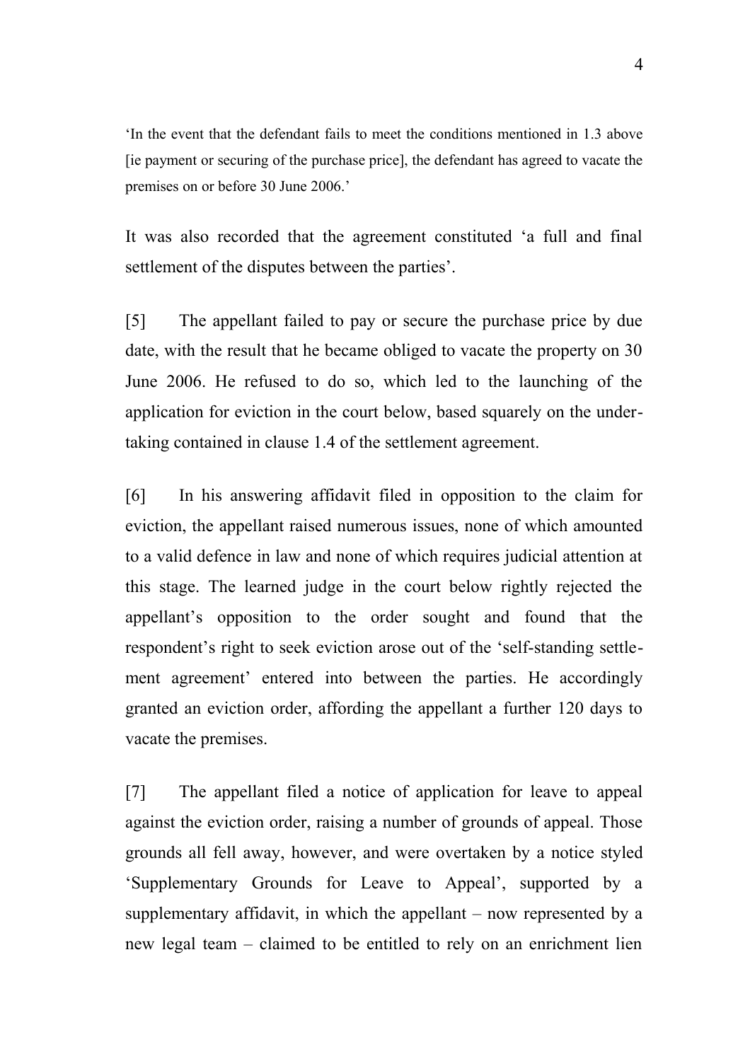> 'In the event that the defendant fails to meet the conditions mentioned in 1.3 above [ie payment or securing of the purchase price], the defendant has agreed to vacate the premises on or before 30 June 2006.'

It was also recorded that the agreement constituted 'a full and final settlement of the disputes between the parties'.

[5] The appellant failed to pay or secure the purchase price by due date, with the result that he became obliged to vacate the property on 30 June 2006. He refused to do so, which led to the launching of the application for eviction in the court below, based squarely on the undertaking contained in clause 1.4 of the settlement agreement.

[6] In his answering affidavit filed in opposition to the claim for eviction, the appellant raised numerous issues, none of which amounted to a valid defence in law and none of which requires judicial attention at this stage. The learned judge in the court below rightly rejected the appellant's opposition to the order sought and found that the respondent's right to seek eviction arose out of the 'self-standing settlement agreement' entered into between the parties. He accordingly granted an eviction order, affording the appellant a further 120 days to vacate the premises.

[7] The appellant filed a notice of application for leave to appeal against the eviction order, raising a number of grounds of appeal. Those grounds all fell away, however, and were overtaken by a notice styled 'Supplementary Grounds for Leave to Appeal', supported by a supplementary affidavit, in which the appellant – now represented by a new legal team – claimed to be entitled to rely on an enrichment lien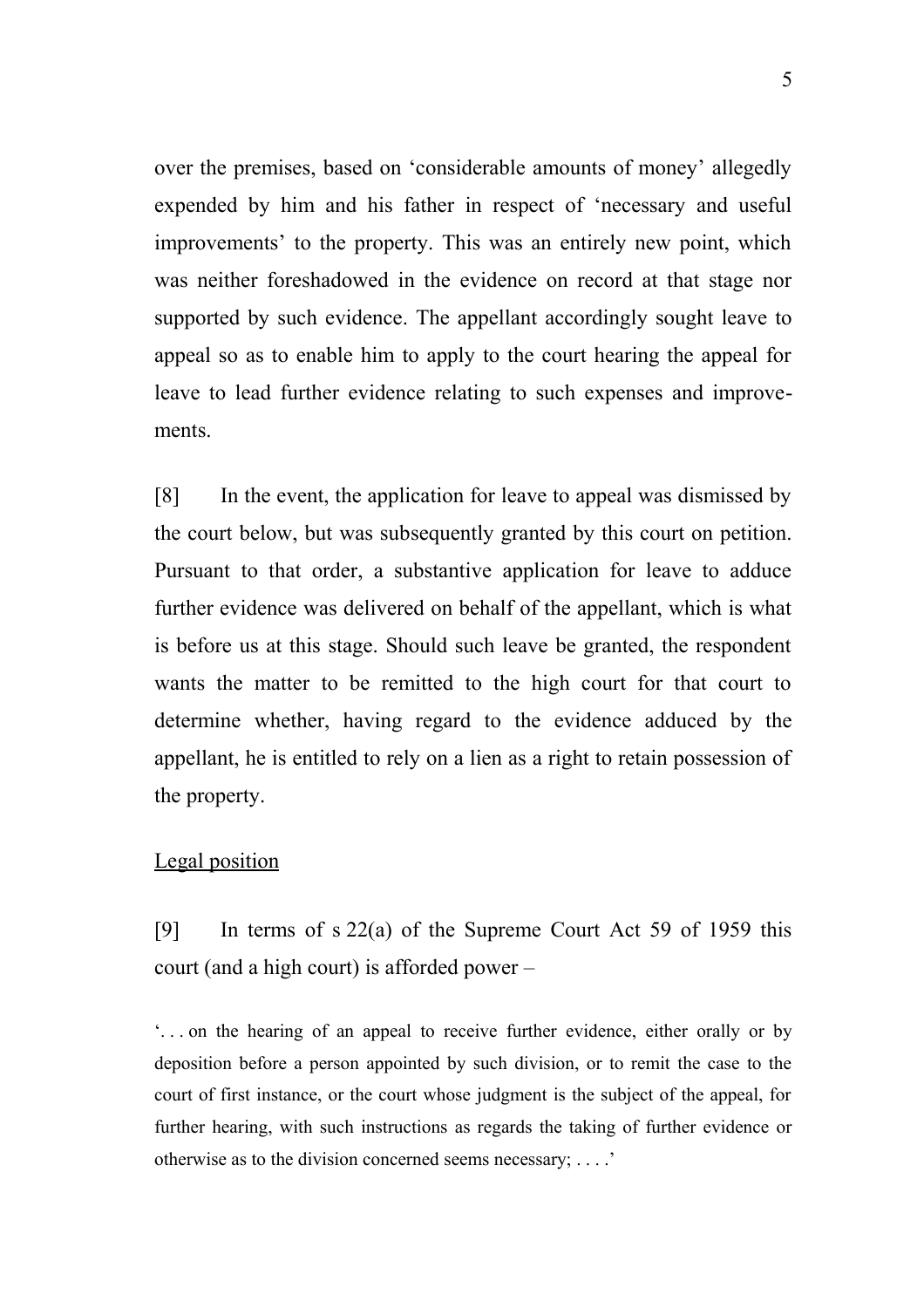over the premises, based on 'considerable amounts of money' allegedly expended by him and his father in respect of 'necessary and useful improvements' to the property. This was an entirely new point, which was neither foreshadowed in the evidence on record at that stage nor supported by such evidence. The appellant accordingly sought leave to appeal so as to enable him to apply to the court hearing the appeal for leave to lead further evidence relating to such expenses and improvements.

[8] In the event, the application for leave to appeal was dismissed by the court below, but was subsequently granted by this court on petition. Pursuant to that order, a substantive application for leave to adduce further evidence was delivered on behalf of the appellant, which is what is before us at this stage. Should such leave be granted, the respondent wants the matter to be remitted to the high court for that court to determine whether, having regard to the evidence adduced by the appellant, he is entitled to rely on a lien as a right to retain possession of the property.

<u>Legal position</u>

[9] In terms of s 22(a) of the Supreme Court Act 59 of 1959 this court (and a high court) is afforded power –

> '. . . on the hearing of an appeal to receive further evidence, either orally or by deposition before a person appointed by such division, or to remit the case to the court of first instance, or the court whose judgment is the subject of the appeal, for further hearing, with such instructions as regards the taking of further evidence or otherwise as to the division concerned seems necessary; . . . .'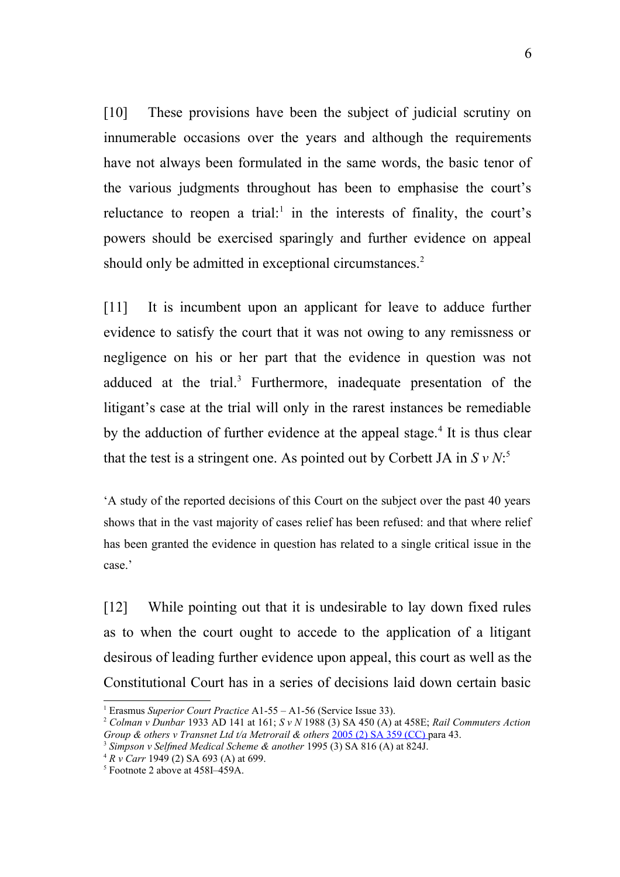[10] These provisions have been the subject of judicial scrutiny on innumerable occasions over the years and although the requirements have not always been formulated in the same words, the basic tenor of the various judgments throughout has been to emphasise the court's reluctance to reopen a trial:[1] in the interests of finality, the court's powers should be exercised sparingly and further evidence on appeal should only be admitted in exceptional circumstances.[2]

[11] It is incumbent upon an applicant for leave to adduce further evidence to satisfy the court that it was not owing to any remissness or negligence on his or her part that the evidence in question was not adduced at the trial.[3] Furthermore, inadequate presentation of the litigant's case at the trial will only in the rarest instances be remediable by the adduction of further evidence at the appeal stage.[4] It is thus clear that the test is a stringent one. As pointed out by Corbett JA in *S v N*:[5]

> 'A study of the reported decisions of this Court on the subject over the past 40 years shows that in the vast majority of cases relief has been refused: and that where relief has been granted the evidence in question has related to a single critical issue in the case.'

[12] While pointing out that it is undesirable to lay down fixed rules as to when the court ought to accede to the application of a litigant desirous of leading further evidence upon appeal, this court as well as the Constitutional Court has in a series of decisions laid down certain basic

---

[1] Erasmus *Superior Court Practice* A1-55 – A1-56 (Service Issue 33).

[2] *Colman v Dunbar* 1933 AD 141 at 161; *S v N* 1988 (3) SA 450 (A) at 458E; *Rail Commuters Action Group & others v Transnet Ltd t/a Metrorail & others* 2005 (2) SA 359 (CC) para 43.

[3] *Simpson v Selfmed Medical Scheme & another* 1995 (3) SA 816 (A) at 824J.

[4] *R v Carr* 1949 (2) SA 693 (A) at 699.

[5] Footnote 2 above at 458I–459A.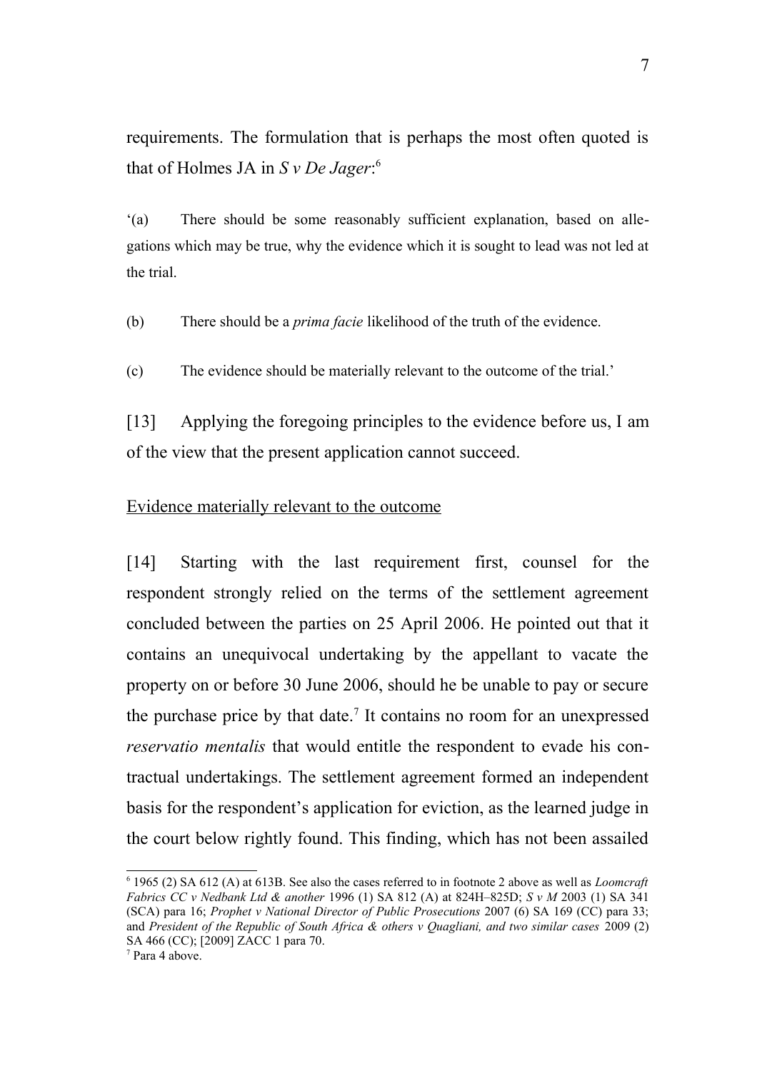requirements. The formulation that is perhaps the most often quoted is that of Holmes JA in *S v De Jager*:[6]

'(a) There should be some reasonably sufficient explanation, based on allegations which may be true, why the evidence which it is sought to lead was not led at the trial.

(b) There should be a *prima facie* likelihood of the truth of the evidence.

(c) The evidence should be materially relevant to the outcome of the trial.'

[13] Applying the foregoing principles to the evidence before us, I am of the view that the present application cannot succeed.

Evidence materially relevant to the outcome

[14] Starting with the last requirement first, counsel for the respondent strongly relied on the terms of the settlement agreement concluded between the parties on 25 April 2006. He pointed out that it contains an unequivocal undertaking by the appellant to vacate the property on or before 30 June 2006, should he be unable to pay or secure the purchase price by that date.[7] It contains no room for an unexpressed *reservatio mentalis* that would entitle the respondent to evade his contractual undertakings. The settlement agreement formed an independent basis for the respondent's application for eviction, as the learned judge in the court below rightly found. This finding, which has not been assailed

---

[6] 1965 (2) SA 612 (A) at 613B. See also the cases referred to in footnote 2 above as well as *Loomcraft Fabrics CC v Nedbank Ltd & another* 1996 (1) SA 812 (A) at 824H–825D; *S v M* 2003 (1) SA 341 (SCA) para 16; *Prophet v National Director of Public Prosecutions* 2007 (6) SA 169 (CC) para 33; and *President of the Republic of South Africa & others v Quagliani, and two similar cases* 2009 (2) SA 466 (CC); [2009] ZACC 1 para 70.

[7] Para 4 above.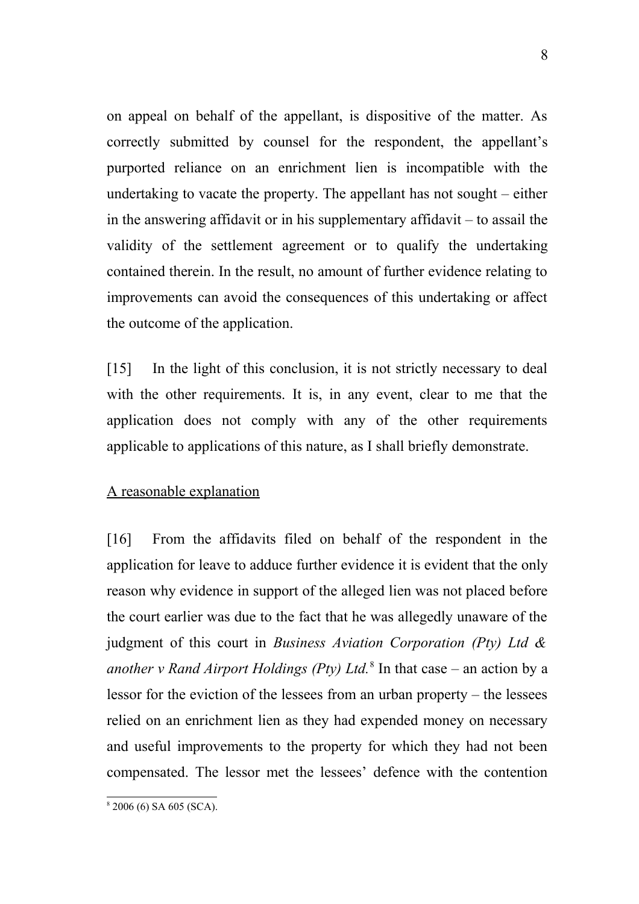on appeal on behalf of the appellant, is dispositive of the matter. As correctly submitted by counsel for the respondent, the appellant's purported reliance on an enrichment lien is incompatible with the undertaking to vacate the property. The appellant has not sought – either in the answering affidavit or in his supplementary affidavit – to assail the validity of the settlement agreement or to qualify the undertaking contained therein. In the result, no amount of further evidence relating to improvements can avoid the consequences of this undertaking or affect the outcome of the application.

[15] In the light of this conclusion, it is not strictly necessary to deal with the other requirements. It is, in any event, clear to me that the application does not comply with any of the other requirements applicable to applications of this nature, as I shall briefly demonstrate.

<u>A reasonable explanation</u>

[16] From the affidavits filed on behalf of the respondent in the application for leave to adduce further evidence it is evident that the only reason why evidence in support of the alleged lien was not placed before the court earlier was due to the fact that he was allegedly unaware of the judgment of this court in *Business Aviation Corporation (Pty) Ltd & another v Rand Airport Holdings (Pty) Ltd.*[8] In that case – an action by a lessor for the eviction of the lessees from an urban property – the lessees relied on an enrichment lien as they had expended money on necessary and useful improvements to the property for which they had not been compensated. The lessor met the lessees' defence with the contention

[8] 2006 (6) SA 605 (SCA).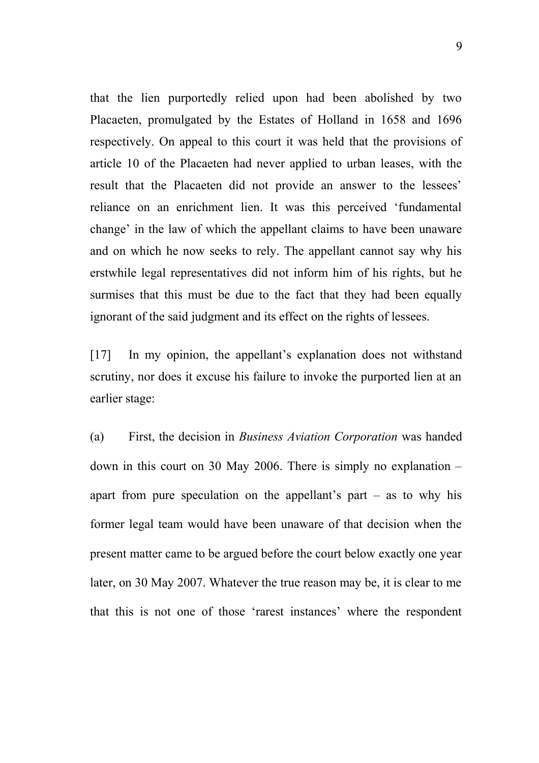that the lien purportedly relied upon had been abolished by two Placaeten, promulgated by the Estates of Holland in 1658 and 1696 respectively. On appeal to this court it was held that the provisions of article 10 of the Placaeten had never applied to urban leases, with the result that the Placaeten did not provide an answer to the lessees' reliance on an enrichment lien. It was this perceived 'fundamental change' in the law of which the appellant claims to have been unaware and on which he now seeks to rely. The appellant cannot say why his erstwhile legal representatives did not inform him of his rights, but he surmises that this must be due to the fact that they had been equally ignorant of the said judgment and its effect on the rights of lessees.

[17] In my opinion, the appellant's explanation does not withstand scrutiny, nor does it excuse his failure to invoke the purported lien at an earlier stage:

(a) First, the decision in *Business Aviation Corporation* was handed down in this court on 30 May 2006. There is simply no explanation – apart from pure speculation on the appellant's part – as to why his former legal team would have been unaware of that decision when the present matter came to be argued before the court below exactly one year later, on 30 May 2007. Whatever the true reason may be, it is clear to me that this is not one of those 'rarest instances' where the respondent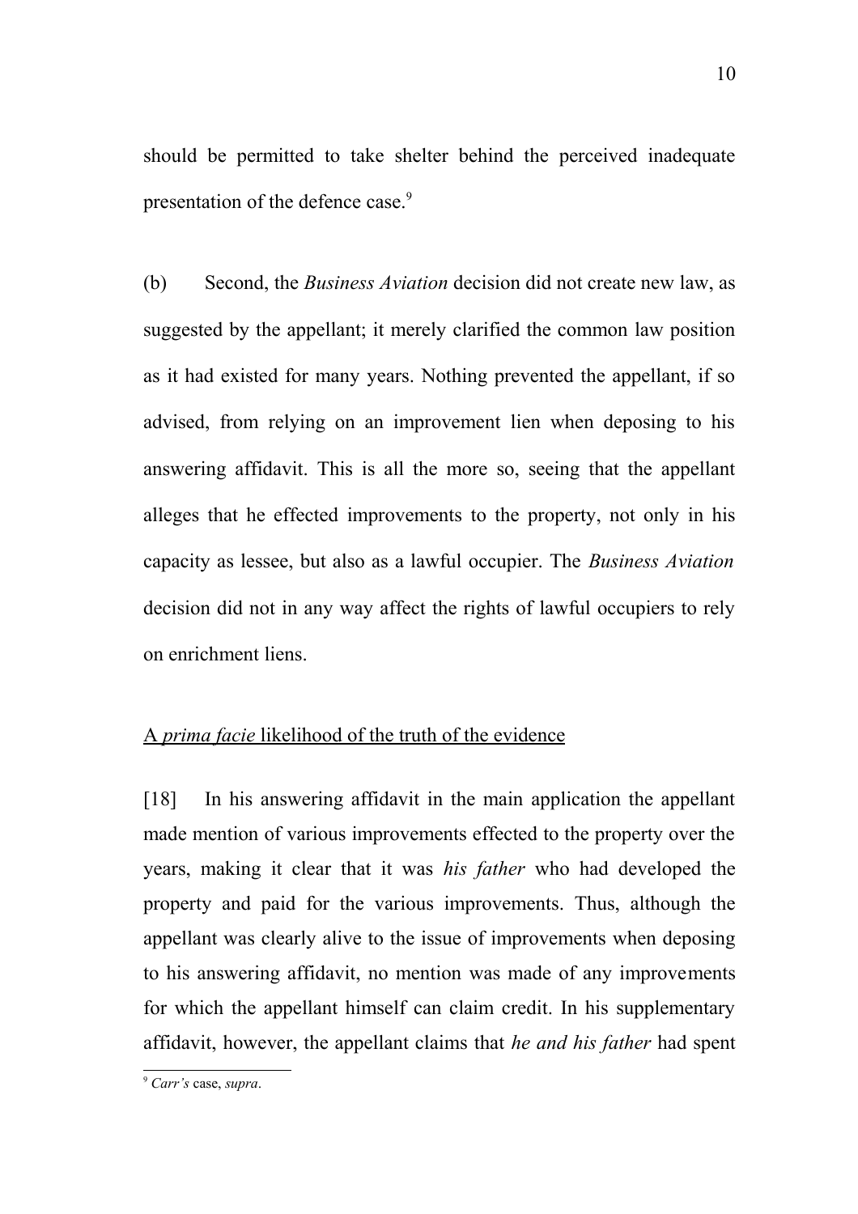should be permitted to take shelter behind the perceived inadequate presentation of the defence case.[9]

(b) Second, the *Business Aviation* decision did not create new law, as suggested by the appellant; it merely clarified the common law position as it had existed for many years. Nothing prevented the appellant, if so advised, from relying on an improvement lien when deposing to his answering affidavit. This is all the more so, seeing that the appellant alleges that he effected improvements to the property, not only in his capacity as lessee, but also as a lawful occupier. The *Business Aviation* decision did not in any way affect the rights of lawful occupiers to rely on enrichment liens.

A *prima facie* likelihood of the truth of the evidence

[18] In his answering affidavit in the main application the appellant made mention of various improvements effected to the property over the years, making it clear that it was *his father* who had developed the property and paid for the various improvements. Thus, although the appellant was clearly alive to the issue of improvements when deposing to his answering affidavit, no mention was made of any improvements for which the appellant himself can claim credit. In his supplementary affidavit, however, the appellant claims that *he and his father* had spent

[9] *Carr's* case, *supra*.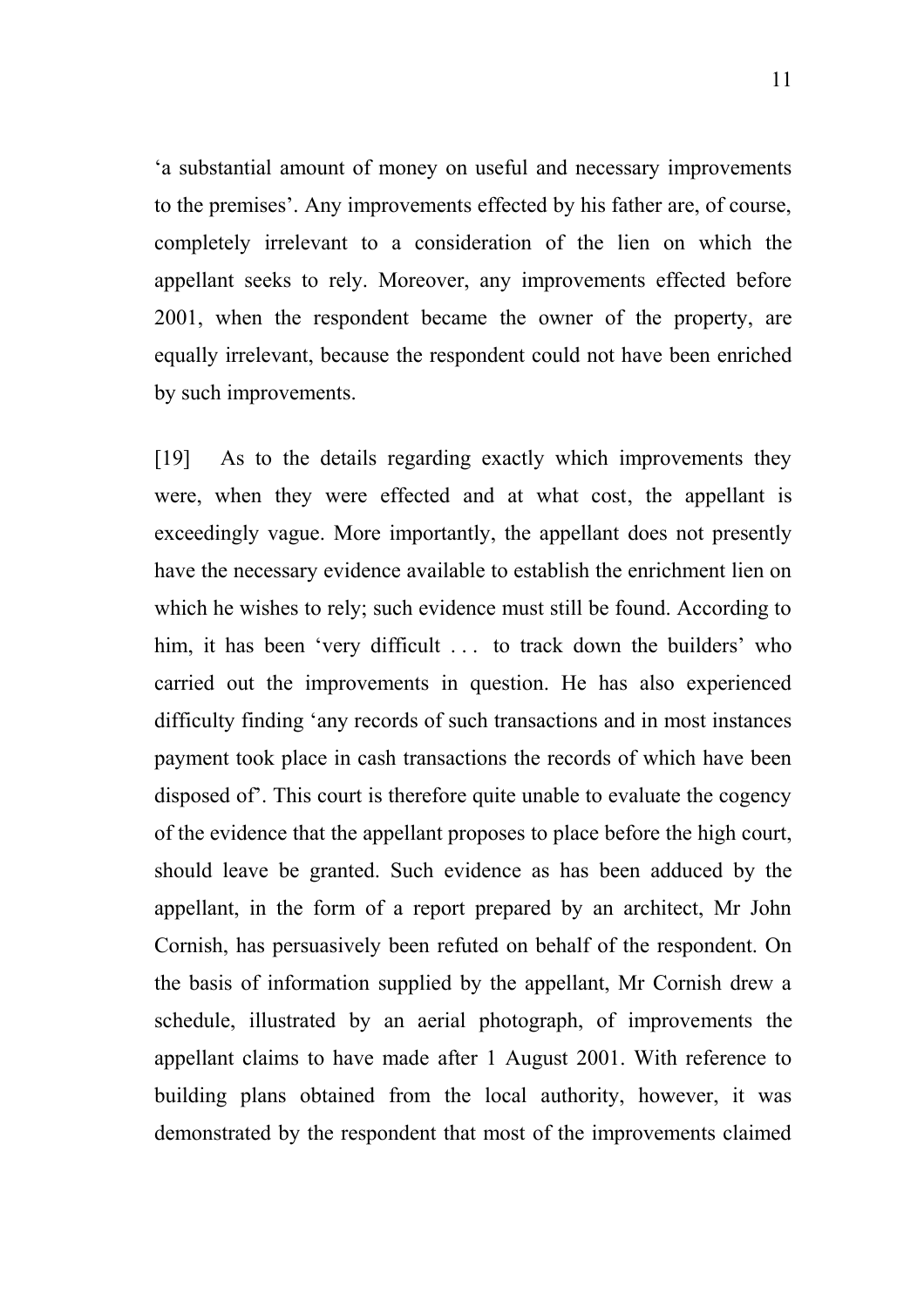'a substantial amount of money on useful and necessary improvements to the premises'. Any improvements effected by his father are, of course, completely irrelevant to a consideration of the lien on which the appellant seeks to rely. Moreover, any improvements effected before 2001, when the respondent became the owner of the property, are equally irrelevant, because the respondent could not have been enriched by such improvements.

[19] As to the details regarding exactly which improvements they were, when they were effected and at what cost, the appellant is exceedingly vague. More importantly, the appellant does not presently have the necessary evidence available to establish the enrichment lien on which he wishes to rely; such evidence must still be found. According to him, it has been 'very difficult . . . to track down the builders' who carried out the improvements in question. He has also experienced difficulty finding 'any records of such transactions and in most instances payment took place in cash transactions the records of which have been disposed of'. This court is therefore quite unable to evaluate the cogency of the evidence that the appellant proposes to place before the high court, should leave be granted. Such evidence as has been adduced by the appellant, in the form of a report prepared by an architect, Mr John Cornish, has persuasively been refuted on behalf of the respondent. On the basis of information supplied by the appellant, Mr Cornish drew a schedule, illustrated by an aerial photograph, of improvements the appellant claims to have made after 1 August 2001. With reference to building plans obtained from the local authority, however, it was demonstrated by the respondent that most of the improvements claimed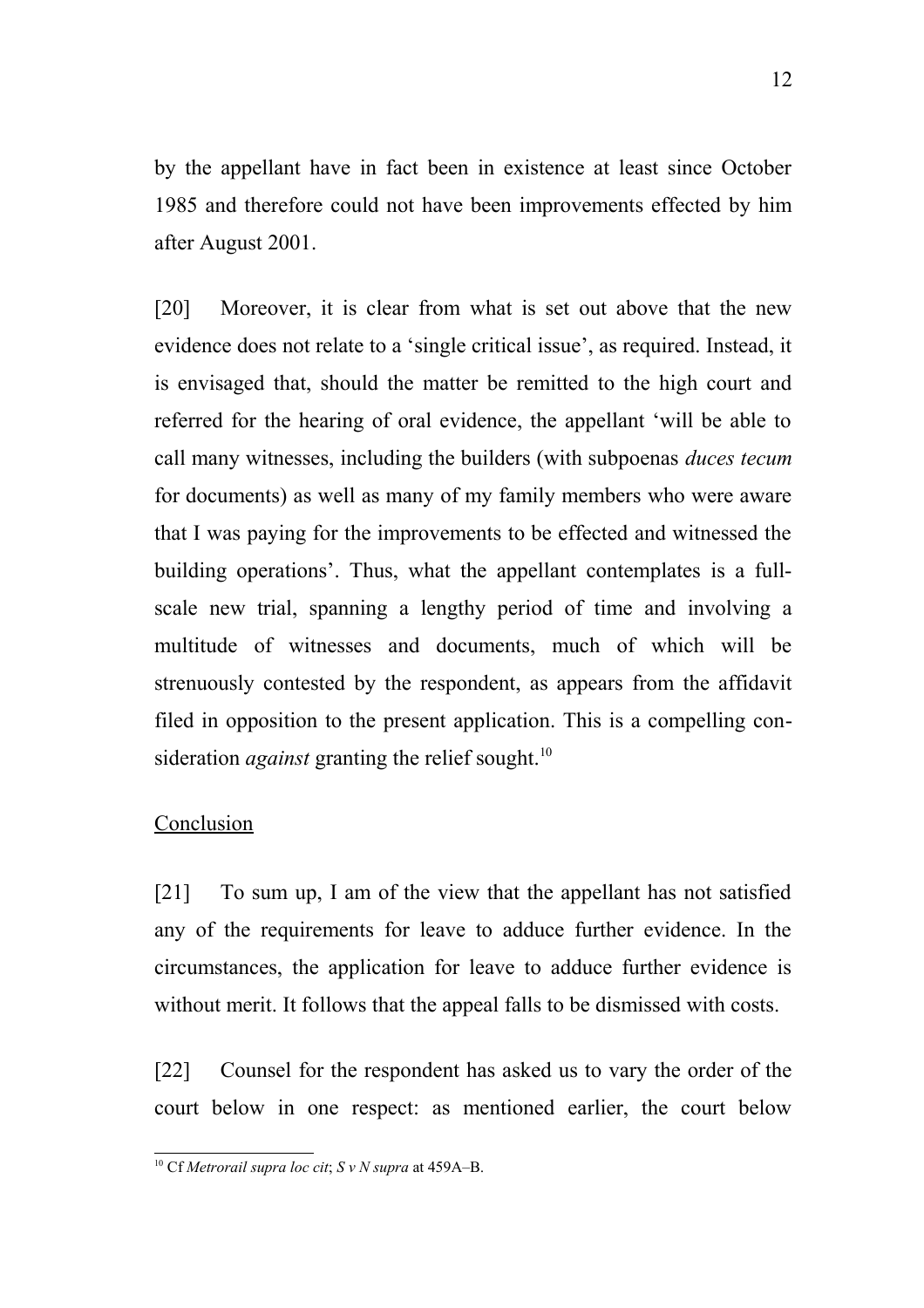by the appellant have in fact been in existence at least since October 1985 and therefore could not have been improvements effected by him after August 2001.

[20] Moreover, it is clear from what is set out above that the new evidence does not relate to a 'single critical issue', as required. Instead, it is envisaged that, should the matter be remitted to the high court and referred for the hearing of oral evidence, the appellant 'will be able to call many witnesses, including the builders (with subpoenas *duces tecum* for documents) as well as many of my family members who were aware that I was paying for the improvements to be effected and witnessed the building operations'. Thus, what the appellant contemplates is a full-scale new trial, spanning a lengthy period of time and involving a multitude of witnesses and documents, much of which will be strenuously contested by the respondent, as appears from the affidavit filed in opposition to the present application. This is a compelling consideration *against* granting the relief sought.[10]

Conclusion

[21] To sum up, I am of the view that the appellant has not satisfied any of the requirements for leave to adduce further evidence. In the circumstances, the application for leave to adduce further evidence is without merit. It follows that the appeal falls to be dismissed with costs.

[22] Counsel for the respondent has asked us to vary the order of the court below in one respect: as mentioned earlier, the court below

---

[10] Cf *Metrorail supra loc cit*; *S v N supra* at 459A–B.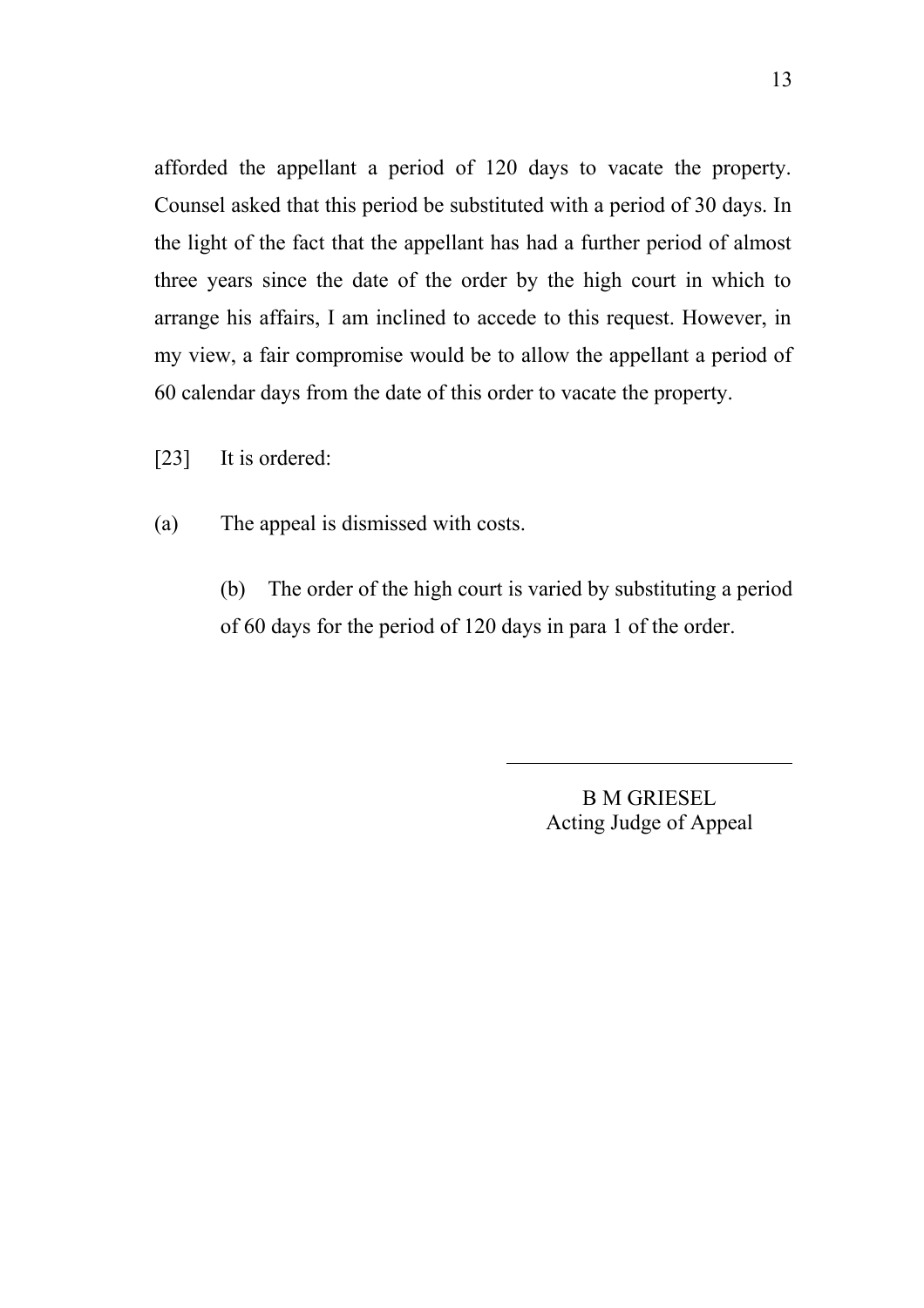afforded the appellant a period of 120 days to vacate the property. Counsel asked that this period be substituted with a period of 30 days. In the light of the fact that the appellant has had a further period of almost three years since the date of the order by the high court in which to arrange his affairs, I am inclined to accede to this request. However, in my view, a fair compromise would be to allow the appellant a period of 60 calendar days from the date of this order to vacate the property.

[23] It is ordered:

(a) The appeal is dismissed with costs.

(b) The order of the high court is varied by substituting a period of 60 days for the period of 120 days in para 1 of the order.

B M GRIESEL
Acting Judge of Appeal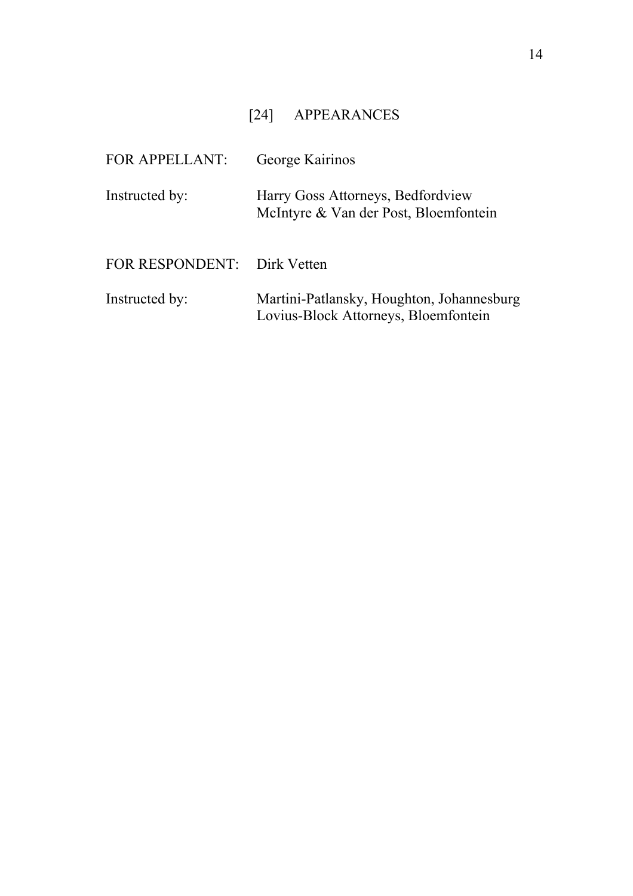[24] APPEARANCES

| | |
|---|---|
| FOR APPELLANT: | George Kairinos |
| Instructed by: | Harry Goss Attorneys, Bedfordview<br>McIntyre & Van der Post, Bloemfontein |
| FOR RESPONDENT: | Dirk Vetten |
| Instructed by: | Martini-Patlansky, Houghton, Johannesburg<br>Lovius-Block Attorneys, Bloemfontein |